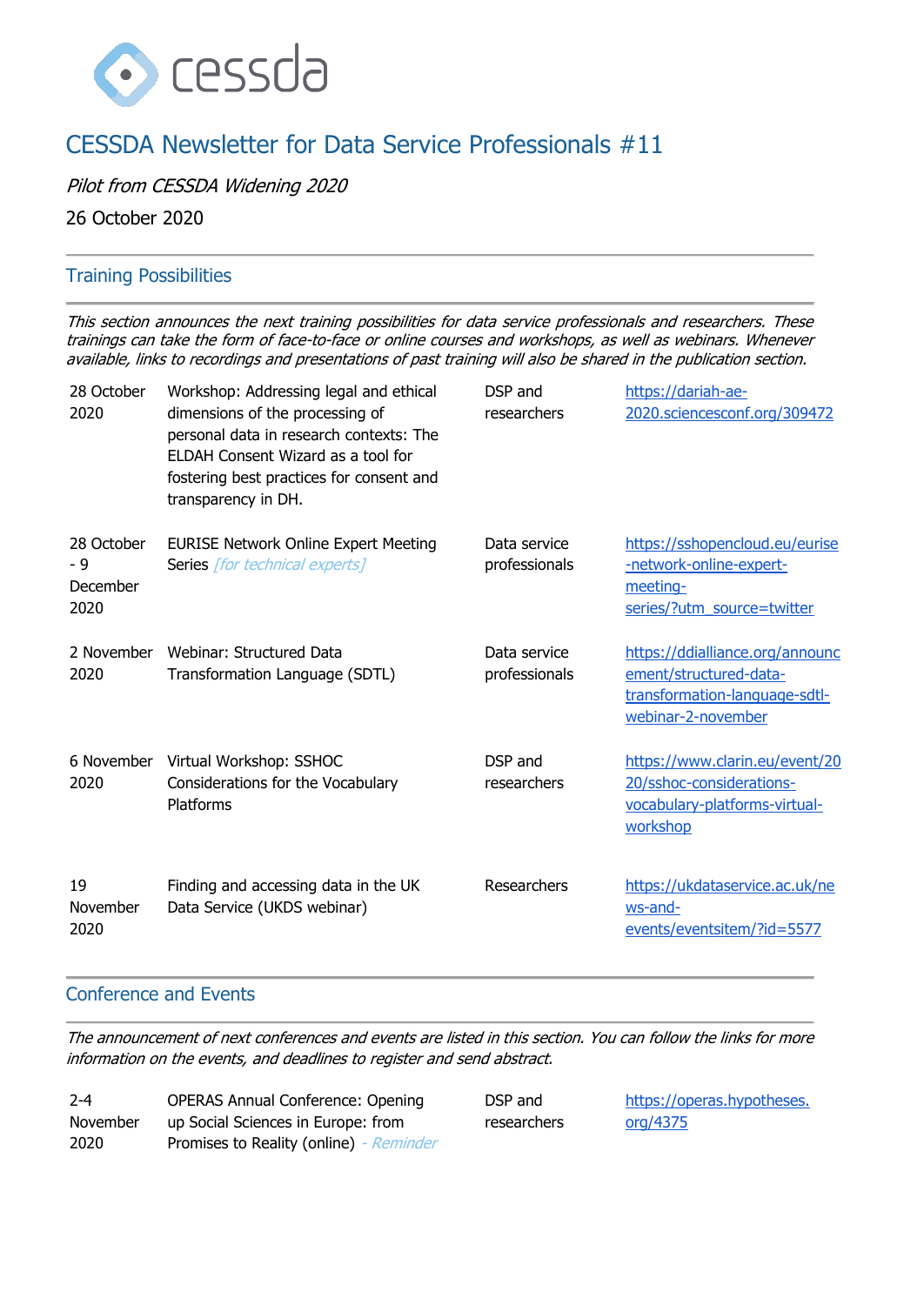# CESSDA Newsletter for Data Service Professionals #11

*Pilot from CESSDA Widening 2020*

26 October 2020

## Training Possibilities

*This section announces the next training possibilities for data service professionals and researchers. These trainings can take the form of face-to-face or online courses and workshops, as well as webinars. Whenever available, links to recordings and presentations of past training will also be shared in the publication section.*

| | | | |
|---|---|---|---|
| 28 October 2020 | Workshop: Addressing legal and ethical dimensions of the processing of personal data in research contexts: The ELDAH Consent Wizard as a tool for fostering best practices for consent and transparency in DH. | DSP and researchers | https://dariah-ae-2020.sciencesconf.org/309472 |
| 28 October - 9 December 2020 | EURISE Network Online Expert Meeting Series *[for technical experts]* | Data service professionals | https://sshopencloud.eu/eurise-network-online-expert-meeting-series/?utm_source=twitter |
| 2 November 2020 | Webinar: Structured Data Transformation Language (SDTL) | Data service professionals | https://ddialliance.org/announcement/structured-data-transformation-language-sdtl-webinar-2-november |
| 6 November 2020 | Virtual Workshop: SSHOC Considerations for the Vocabulary Platforms | DSP and researchers | https://www.clarin.eu/event/2020/sshoc-considerations-vocabulary-platforms-virtual-workshop |
| 19 November 2020 | Finding and accessing data in the UK Data Service (UKDS webinar) | Researchers | https://ukdataservice.ac.uk/news-and-events/eventsitem/?id=5577 |

## Conference and Events

*The announcement of next conferences and events are listed in this section. You can follow the links for more information on the events, and deadlines to register and send abstract.*

| | | | |
|---|---|---|---|
| 2-4 November 2020 | OPERAS Annual Conference: Opening up Social Sciences in Europe: from Promises to Reality (online) *- Reminder* | DSP and researchers | https://operas.hypotheses.org/4375 |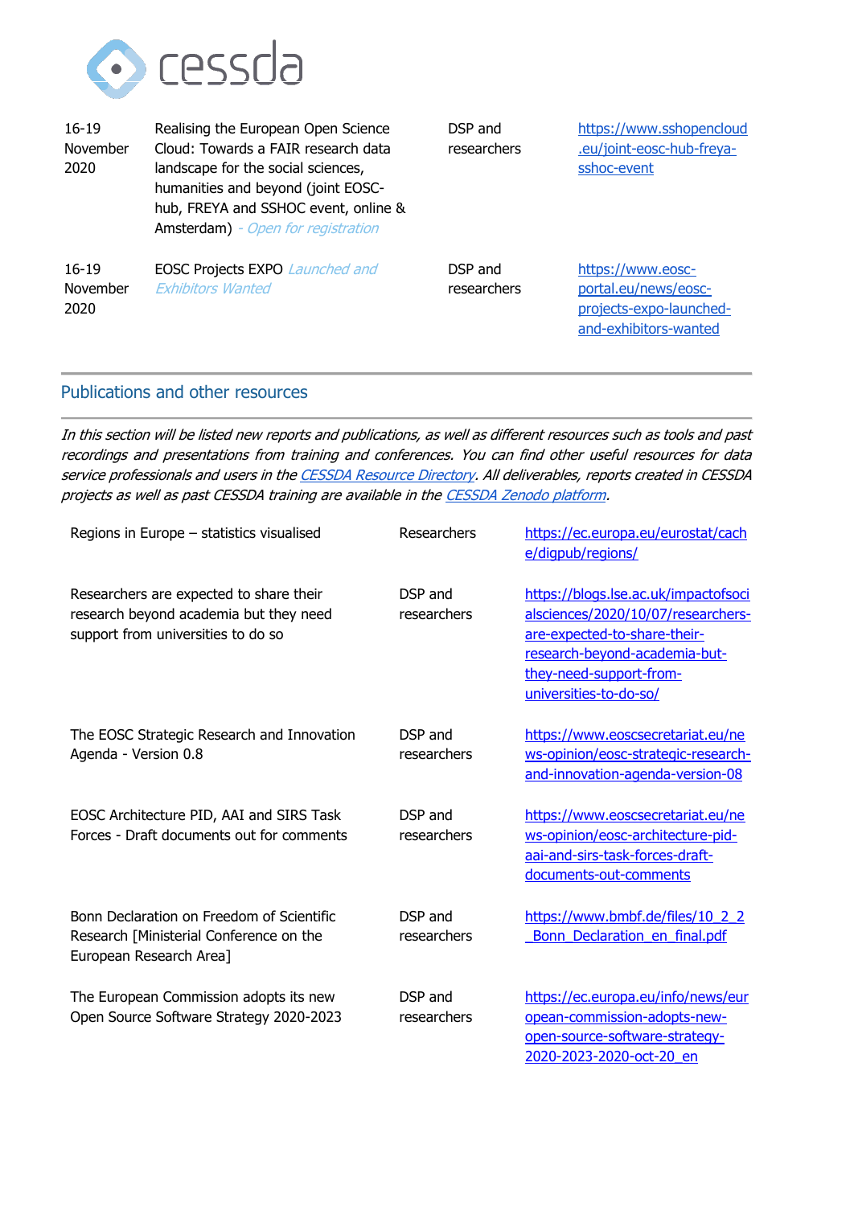| 16-19 November 2020 | Realising the European Open Science Cloud: Towards a FAIR research data landscape for the social sciences, humanities and beyond (joint EOSC-hub, FREYA and SSHOC event, online & Amsterdam) *- Open for registration* | DSP and researchers | https://www.sshopencloud.eu/joint-eosc-hub-freya-sshoc-event |
|---|---|---|---|
| 16-19 November 2020 | EOSC Projects EXPO *Launched and Exhibitors Wanted* | DSP and researchers | https://www.eosc-portal.eu/news/eosc-projects-expo-launched-and-exhibitors-wanted |

## Publications and other resources

*In this section will be listed new reports and publications, as well as different resources such as tools and past recordings and presentations from training and conferences. You can find other useful resources for data service professionals and users in the [CESSDA Resource Directory](). All deliverables, reports created in CESSDA projects as well as past CESSDA training are available in the [CESSDA Zenodo platform]().*

| Regions in Europe – statistics visualised | Researchers | https://ec.europa.eu/eurostat/cache/digpub/regions/ |
|---|---|---|
| Researchers are expected to share their research beyond academia but they need support from universities to do so | DSP and researchers | https://blogs.lse.ac.uk/impactofsocialsciences/2020/10/07/researchers-are-expected-to-share-their-research-beyond-academia-but-they-need-support-from-universities-to-do-so/ |
| The EOSC Strategic Research and Innovation Agenda - Version 0.8 | DSP and researchers | https://www.eoscsecretariat.eu/news-opinion/eosc-strategic-research-and-innovation-agenda-version-08 |
| EOSC Architecture PID, AAI and SIRS Task Forces - Draft documents out for comments | DSP and researchers | https://www.eoscsecretariat.eu/news-opinion/eosc-architecture-pid-aai-and-sirs-task-forces-draft-documents-out-comments |
| Bonn Declaration on Freedom of Scientific Research [Ministerial Conference on the European Research Area] | DSP and researchers | https://www.bmbf.de/files/10_2_2_Bonn_Declaration_en_final.pdf |
| The European Commission adopts its new Open Source Software Strategy 2020-2023 | DSP and researchers | https://ec.europa.eu/info/news/european-commission-adopts-new-open-source-software-strategy-2020-2023-2020-oct-20_en |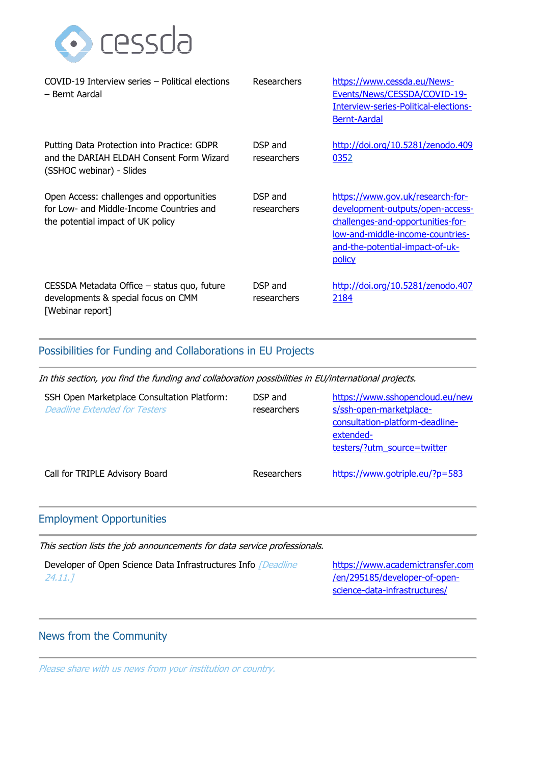| | | |
|---|---|---|
| COVID-19 Interview series – Political elections – Bernt Aardal | Researchers | https://www.cessda.eu/News-Events/News/CESSDA/COVID-19-Interview-series-Political-elections-Bernt-Aardal |
| Putting Data Protection into Practice: GDPR and the DARIAH ELDAH Consent Form Wizard (SSHOC webinar) - Slides | DSP and researchers | http://doi.org/10.5281/zenodo.4090352 |
| Open Access: challenges and opportunities for Low- and Middle-Income Countries and the potential impact of UK policy | DSP and researchers | https://www.gov.uk/research-for-development-outputs/open-access-challenges-and-opportunities-for-low-and-middle-income-countries-and-the-potential-impact-of-uk-policy |
| CESSDA Metadata Office – status quo, future developments & special focus on CMM [Webinar report] | DSP and researchers | http://doi.org/10.5281/zenodo.4072184 |

## Possibilities for Funding and Collaborations in EU Projects

*In this section, you find the funding and collaboration possibilities in EU/international projects.*

| | | |
|---|---|---|
| SSH Open Marketplace Consultation Platform: *Deadline Extended for Testers* | DSP and researchers | https://www.sshopencloud.eu/news/ssh-open-marketplace-consultation-platform-deadline-extended-testers/?utm_source=twitter |
| Call for TRIPLE Advisory Board | Researchers | https://www.gotriple.eu/?p=583 |

## Employment Opportunities

*This section lists the job announcements for data service professionals.*

| | | |
|---|---|---|
| Developer of Open Science Data Infrastructures Info *[Deadline 24.11.]* | | https://www.academictransfer.com/en/295185/developer-of-open-science-data-infrastructures/ |

## News from the Community

*Please share with us news from your institution or country.*